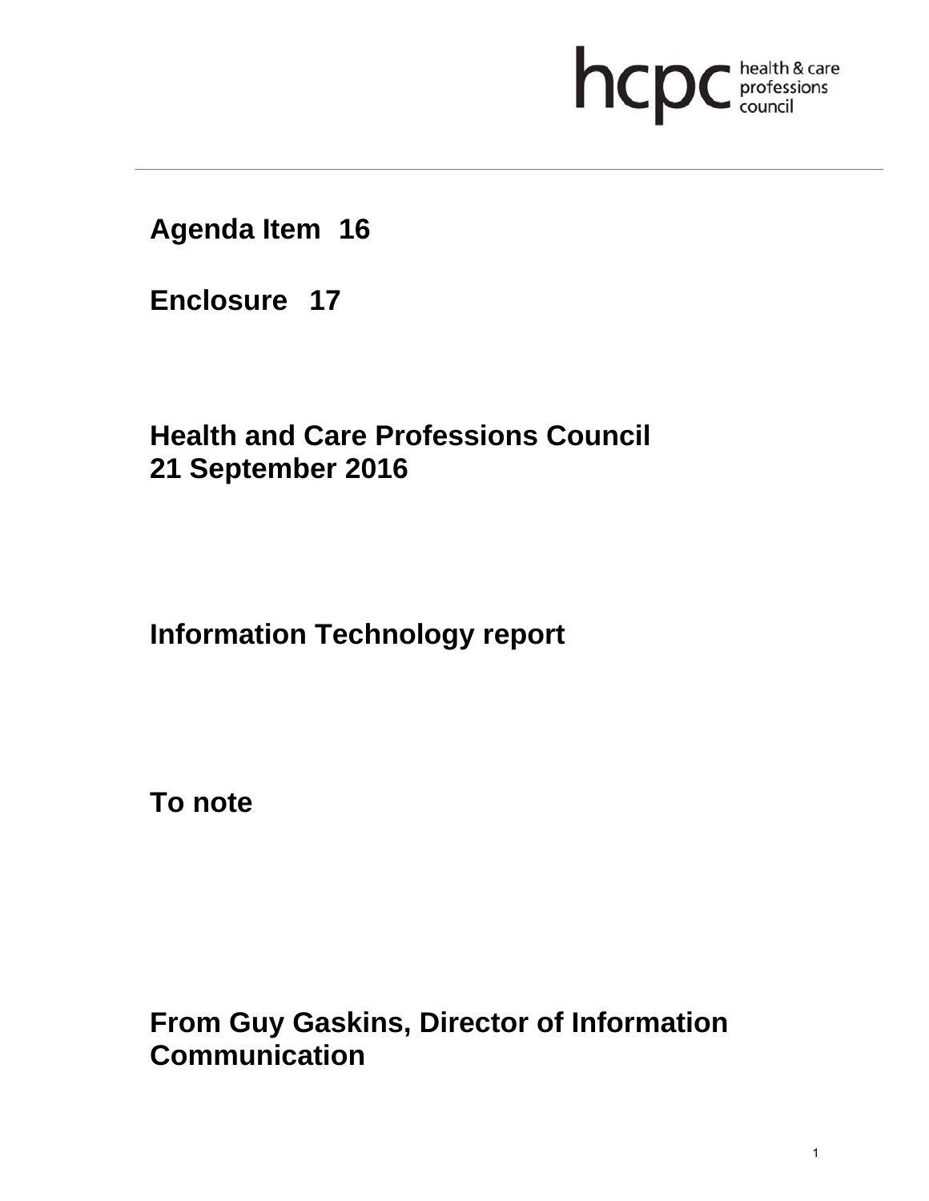hcpc health & care professions council

**Agenda Item 16**

**Enclosure 17**

# Health and Care Professions Council 21 September 2016

# Information Technology report

**To note**

**From Guy Gaskins, Director of Information Communication**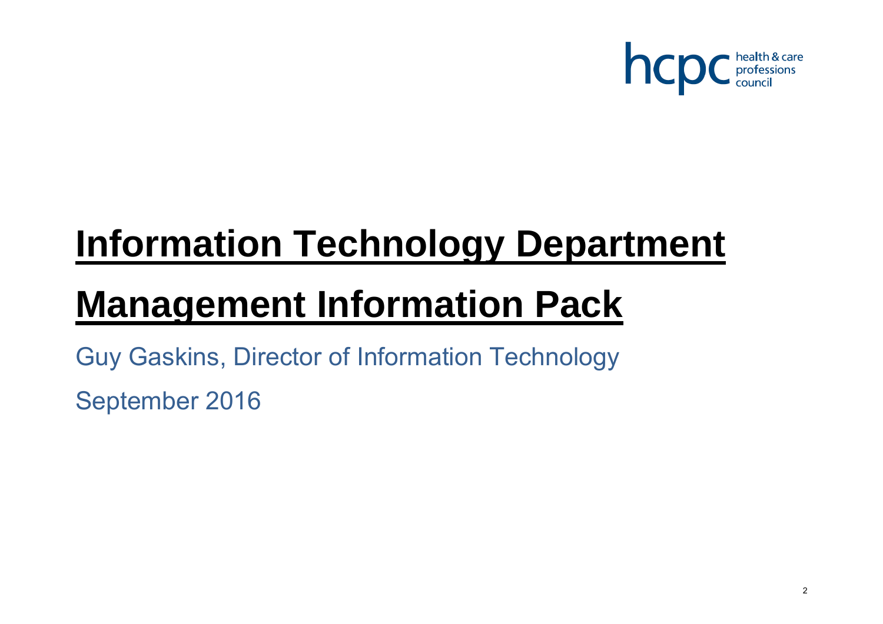hcpc health & care professions council

# Information Technology Department

# Management Information Pack

Guy Gaskins, Director of Information Technology

September 2016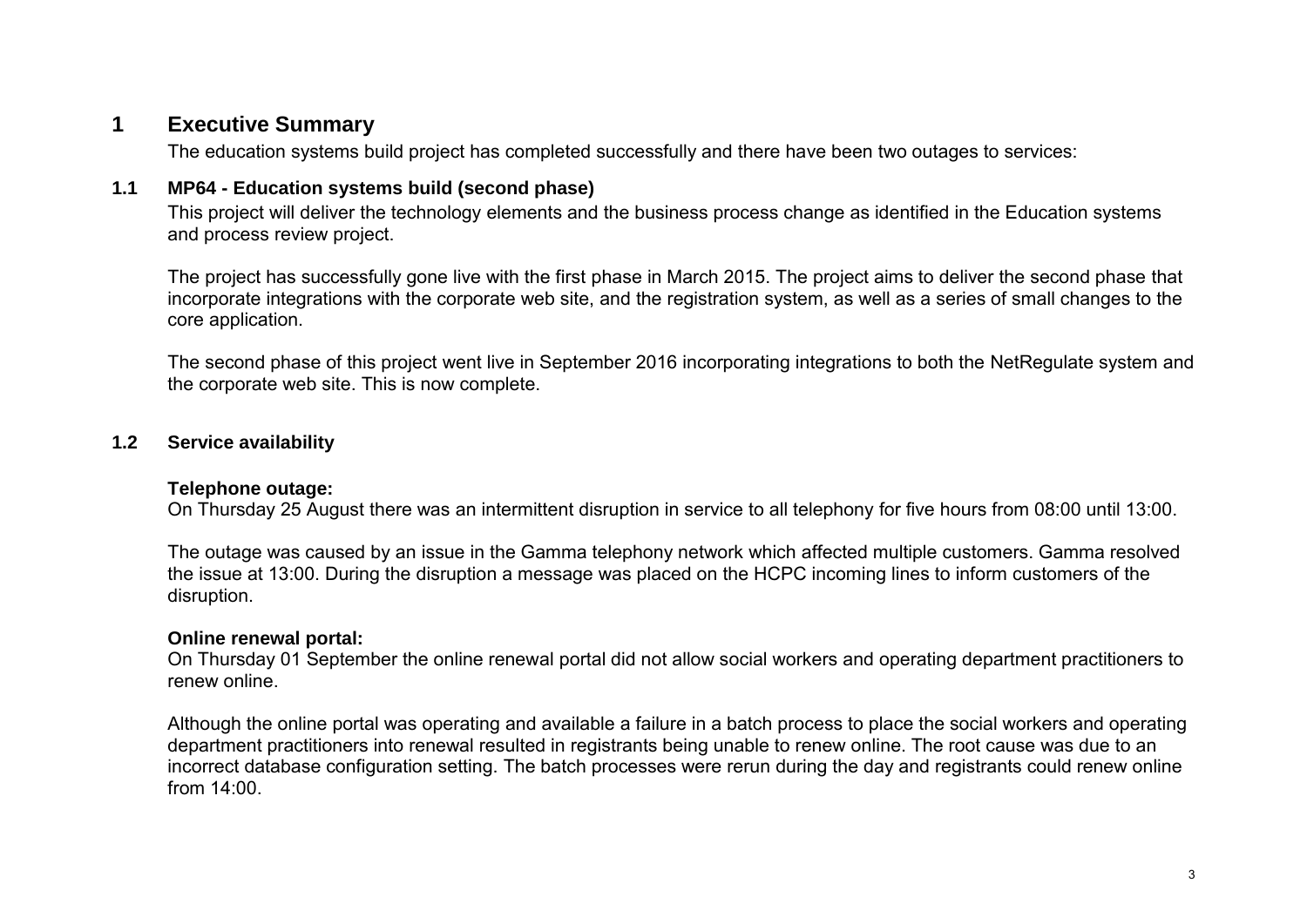# 1 Executive Summary

The education systems build project has completed successfully and there have been two outages to services:

## 1.1 MP64 - Education systems build (second phase)

This project will deliver the technology elements and the business process change as identified in the Education systems and process review project.

The project has successfully gone live with the first phase in March 2015. The project aims to deliver the second phase that incorporate integrations with the corporate web site, and the registration system, as well as a series of small changes to the core application.

The second phase of this project went live in September 2016 incorporating integrations to both the NetRegulate system and the corporate web site. This is now complete.

## 1.2 Service availability

**Telephone outage:**
On Thursday 25 August there was an intermittent disruption in service to all telephony for five hours from 08:00 until 13:00.

The outage was caused by an issue in the Gamma telephony network which affected multiple customers. Gamma resolved the issue at 13:00. During the disruption a message was placed on the HCPC incoming lines to inform customers of the disruption.

**Online renewal portal:**
On Thursday 01 September the online renewal portal did not allow social workers and operating department practitioners to renew online.

Although the online portal was operating and available a failure in a batch process to place the social workers and operating department practitioners into renewal resulted in registrants being unable to renew online. The root cause was due to an incorrect database configuration setting. The batch processes were rerun during the day and registrants could renew online from 14:00.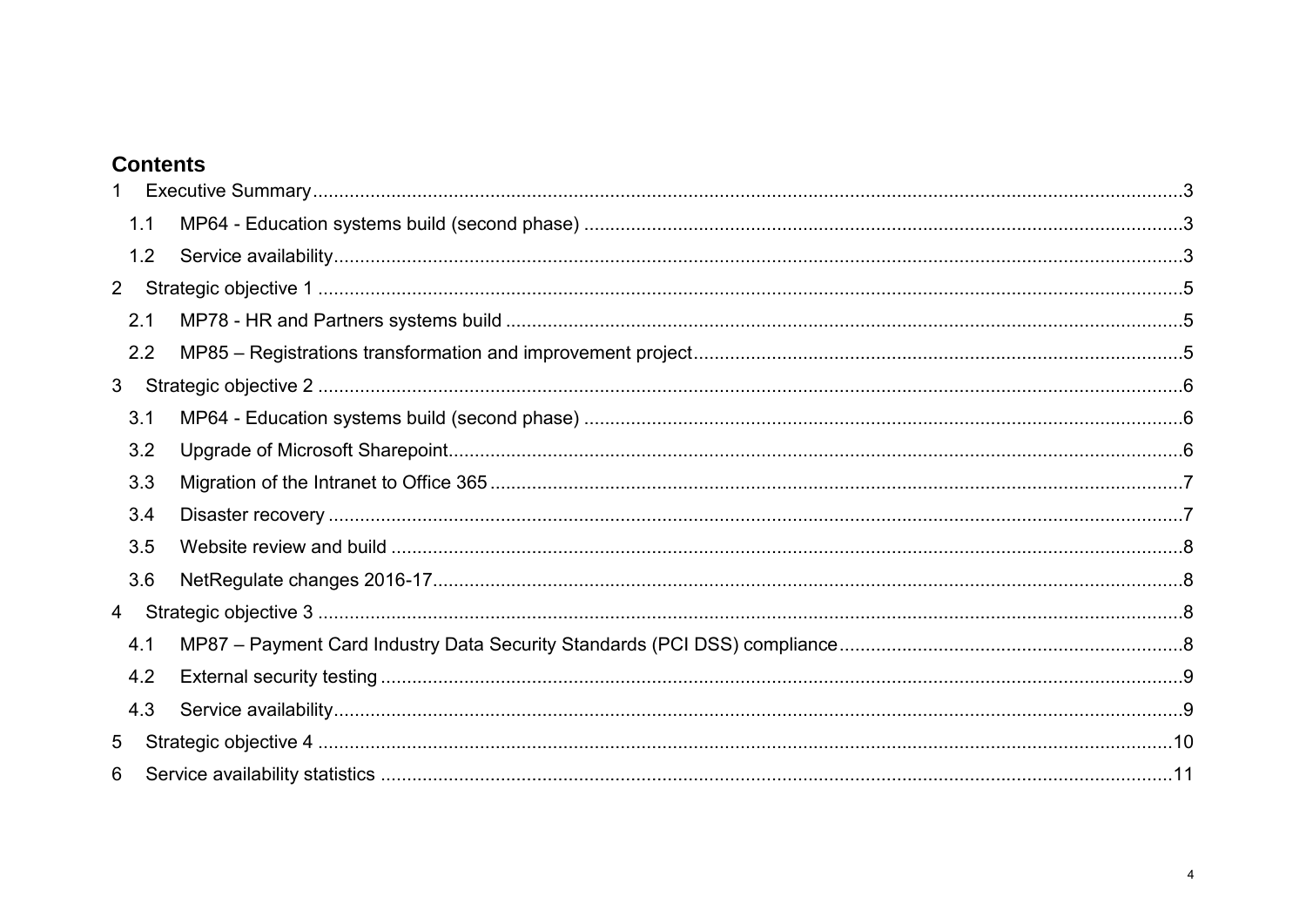## Contents

1 Executive Summary .... 3

- 1.1 MP64 - Education systems build (second phase) .... 3
- 1.2 Service availability .... 3

2 Strategic objective 1 .... 5

- 2.1 MP78 - HR and Partners systems build .... 5
- 2.2 MP85 – Registrations transformation and improvement project .... 5

3 Strategic objective 2 .... 6

- 3.1 MP64 - Education systems build (second phase) .... 6
- 3.2 Upgrade of Microsoft Sharepoint .... 6
- 3.3 Migration of the Intranet to Office 365 .... 7
- 3.4 Disaster recovery .... 7
- 3.5 Website review and build .... 8
- 3.6 NetRegulate changes 2016-17 .... 8

4 Strategic objective 3 .... 8

- 4.1 MP87 – Payment Card Industry Data Security Standards (PCI DSS) compliance .... 8
- 4.2 External security testing .... 9
- 4.3 Service availability .... 9

5 Strategic objective 4 .... 10

6 Service availability statistics .... 11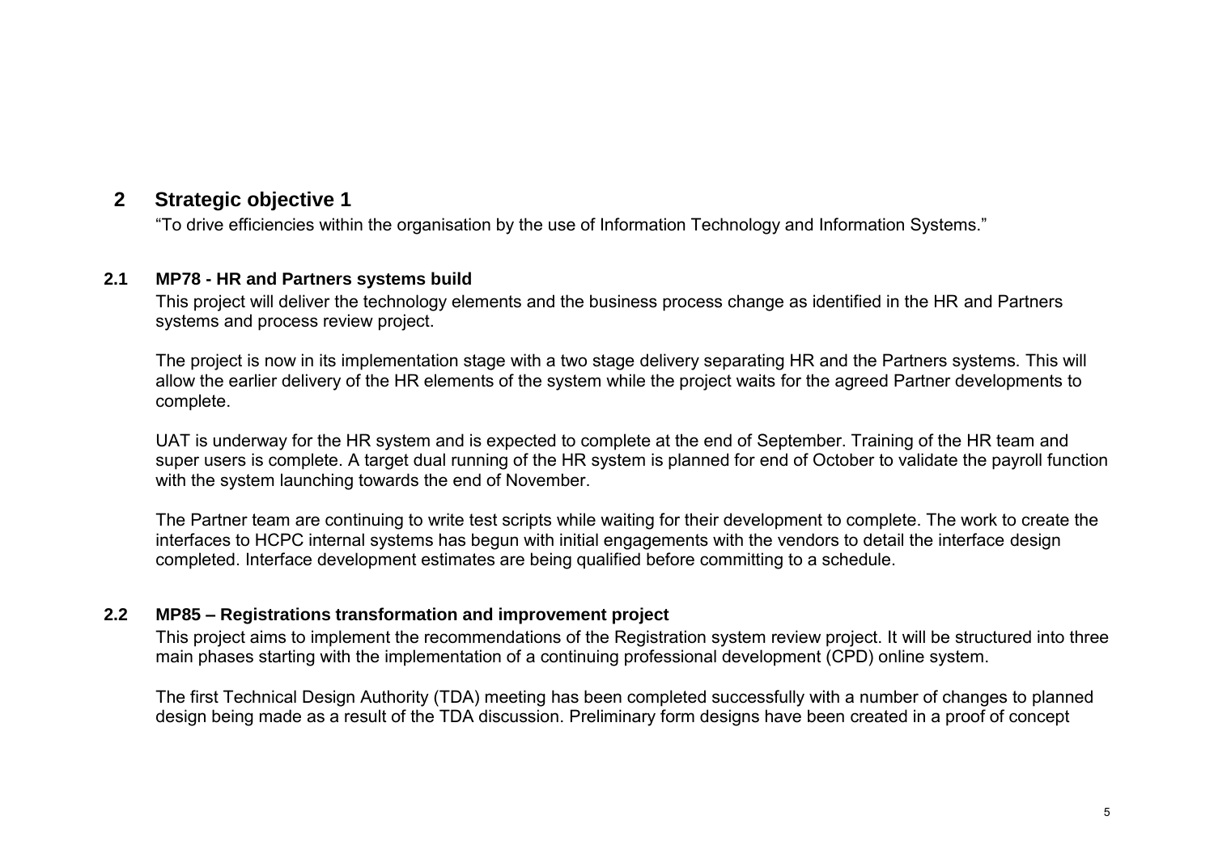## 2 Strategic objective 1

"To drive efficiencies within the organisation by the use of Information Technology and Information Systems."

### 2.1 MP78 - HR and Partners systems build

This project will deliver the technology elements and the business process change as identified in the HR and Partners systems and process review project.

The project is now in its implementation stage with a two stage delivery separating HR and the Partners systems. This will allow the earlier delivery of the HR elements of the system while the project waits for the agreed Partner developments to complete.

UAT is underway for the HR system and is expected to complete at the end of September. Training of the HR team and super users is complete. A target dual running of the HR system is planned for end of October to validate the payroll function with the system launching towards the end of November.

The Partner team are continuing to write test scripts while waiting for their development to complete. The work to create the interfaces to HCPC internal systems has begun with initial engagements with the vendors to detail the interface design completed. Interface development estimates are being qualified before committing to a schedule.

### 2.2 MP85 – Registrations transformation and improvement project

This project aims to implement the recommendations of the Registration system review project. It will be structured into three main phases starting with the implementation of a continuing professional development (CPD) online system.

The first Technical Design Authority (TDA) meeting has been completed successfully with a number of changes to planned design being made as a result of the TDA discussion. Preliminary form designs have been created in a proof of concept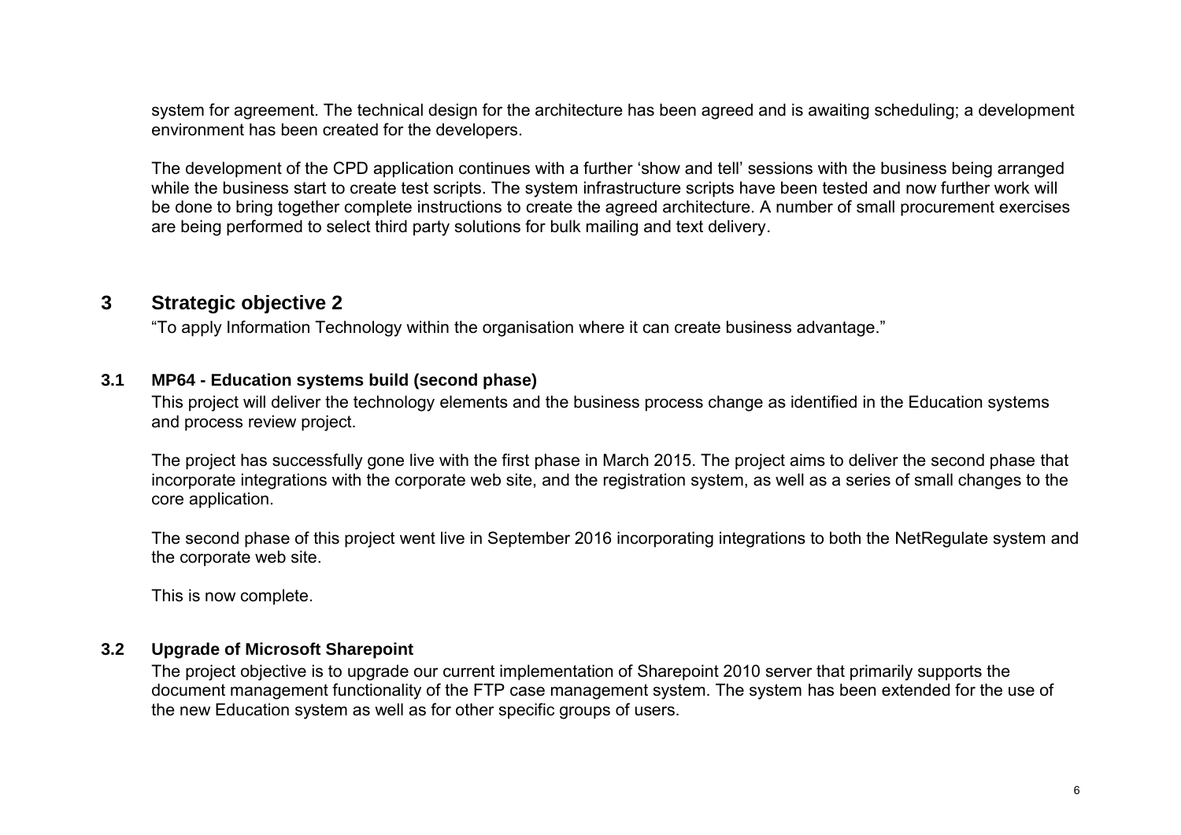system for agreement. The technical design for the architecture has been agreed and is awaiting scheduling; a development environment has been created for the developers.

The development of the CPD application continues with a further ‘show and tell’ sessions with the business being arranged while the business start to create test scripts. The system infrastructure scripts have been tested and now further work will be done to bring together complete instructions to create the agreed architecture. A number of small procurement exercises are being performed to select third party solutions for bulk mailing and text delivery.

## 3 Strategic objective 2

“To apply Information Technology within the organisation where it can create business advantage.”

### 3.1 MP64 - Education systems build (second phase)

This project will deliver the technology elements and the business process change as identified in the Education systems and process review project.

The project has successfully gone live with the first phase in March 2015. The project aims to deliver the second phase that incorporate integrations with the corporate web site, and the registration system, as well as a series of small changes to the core application.

The second phase of this project went live in September 2016 incorporating integrations to both the NetRegulate system and the corporate web site.

This is now complete.

### 3.2 Upgrade of Microsoft Sharepoint

The project objective is to upgrade our current implementation of Sharepoint 2010 server that primarily supports the document management functionality of the FTP case management system. The system has been extended for the use of the new Education system as well as for other specific groups of users.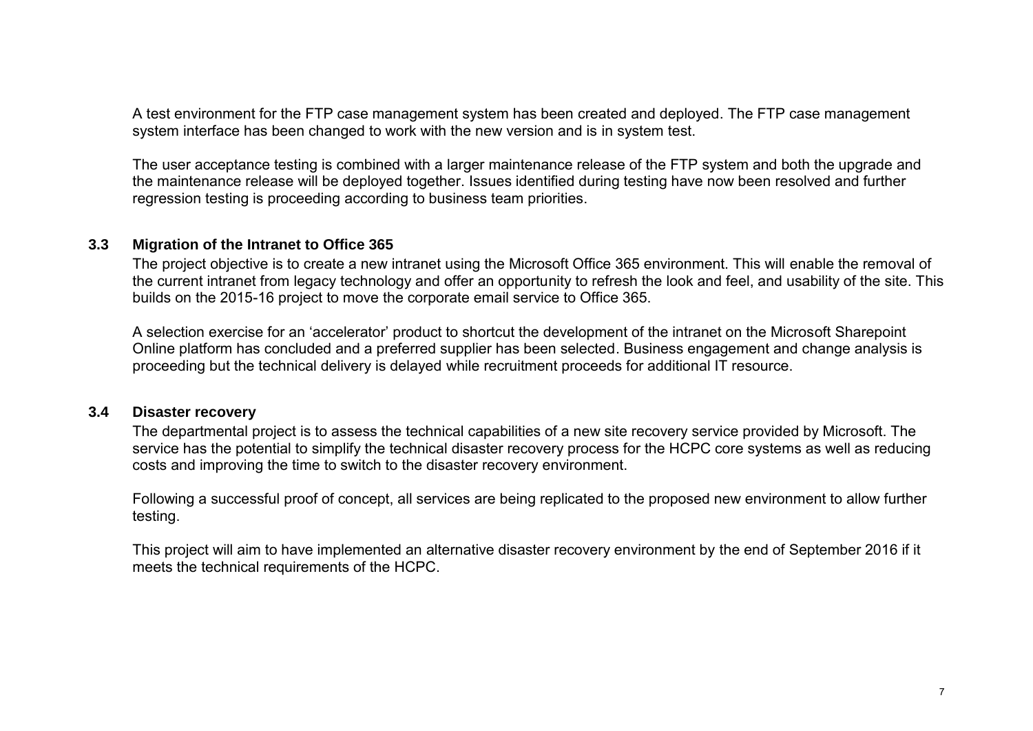A test environment for the FTP case management system has been created and deployed. The FTP case management system interface has been changed to work with the new version and is in system test.

The user acceptance testing is combined with a larger maintenance release of the FTP system and both the upgrade and the maintenance release will be deployed together. Issues identified during testing have now been resolved and further regression testing is proceeding according to business team priorities.

### 3.3 Migration of the Intranet to Office 365

The project objective is to create a new intranet using the Microsoft Office 365 environment. This will enable the removal of the current intranet from legacy technology and offer an opportunity to refresh the look and feel, and usability of the site. This builds on the 2015-16 project to move the corporate email service to Office 365.

A selection exercise for an 'accelerator' product to shortcut the development of the intranet on the Microsoft Sharepoint Online platform has concluded and a preferred supplier has been selected. Business engagement and change analysis is proceeding but the technical delivery is delayed while recruitment proceeds for additional IT resource.

### 3.4 Disaster recovery

The departmental project is to assess the technical capabilities of a new site recovery service provided by Microsoft. The service has the potential to simplify the technical disaster recovery process for the HCPC core systems as well as reducing costs and improving the time to switch to the disaster recovery environment.

Following a successful proof of concept, all services are being replicated to the proposed new environment to allow further testing.

This project will aim to have implemented an alternative disaster recovery environment by the end of September 2016 if it meets the technical requirements of the HCPC.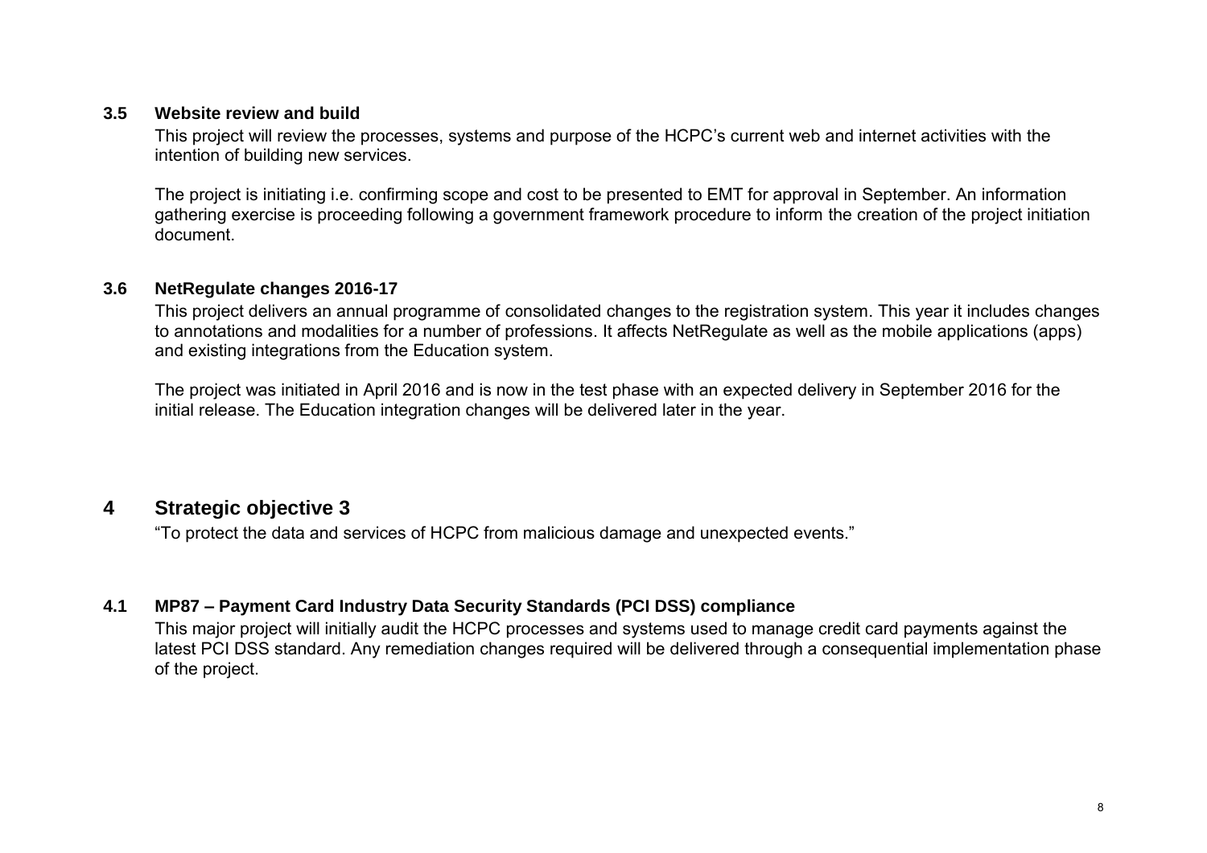### 3.5 Website review and build

This project will review the processes, systems and purpose of the HCPC's current web and internet activities with the intention of building new services.

The project is initiating i.e. confirming scope and cost to be presented to EMT for approval in September. An information gathering exercise is proceeding following a government framework procedure to inform the creation of the project initiation document.

### 3.6 NetRegulate changes 2016-17

This project delivers an annual programme of consolidated changes to the registration system. This year it includes changes to annotations and modalities for a number of professions. It affects NetRegulate as well as the mobile applications (apps) and existing integrations from the Education system.

The project was initiated in April 2016 and is now in the test phase with an expected delivery in September 2016 for the initial release. The Education integration changes will be delivered later in the year.

## 4 Strategic objective 3

"To protect the data and services of HCPC from malicious damage and unexpected events."

### 4.1 MP87 – Payment Card Industry Data Security Standards (PCI DSS) compliance

This major project will initially audit the HCPC processes and systems used to manage credit card payments against the latest PCI DSS standard. Any remediation changes required will be delivered through a consequential implementation phase of the project.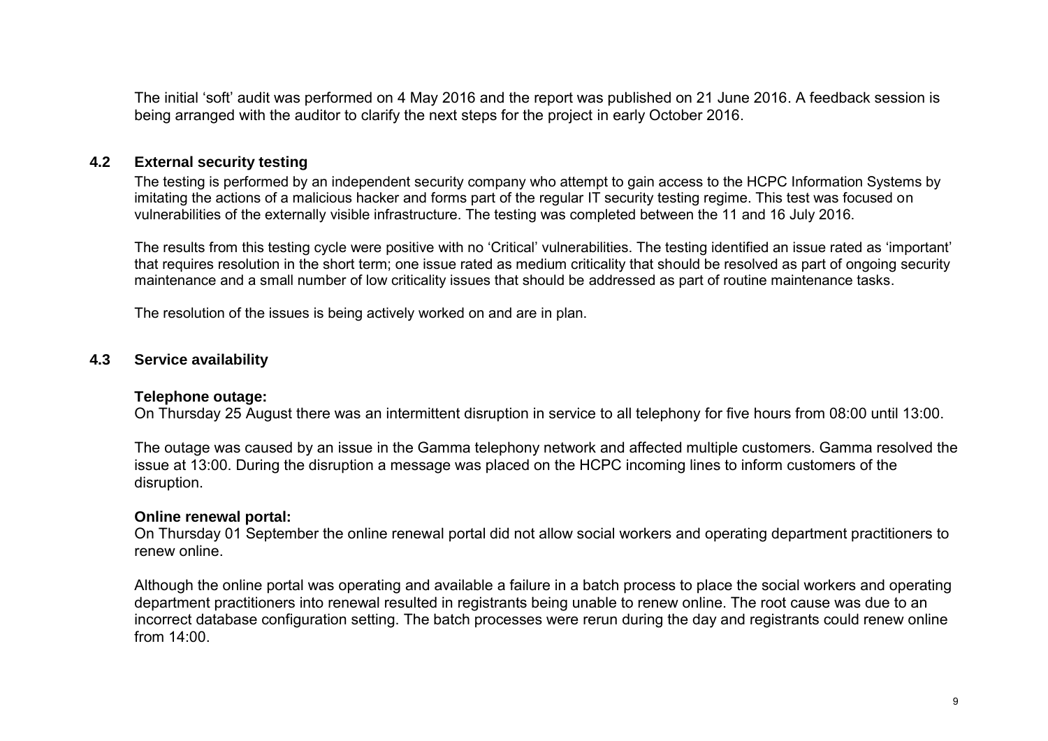The initial 'soft' audit was performed on 4 May 2016 and the report was published on 21 June 2016. A feedback session is being arranged with the auditor to clarify the next steps for the project in early October 2016.

### 4.2 External security testing

The testing is performed by an independent security company who attempt to gain access to the HCPC Information Systems by imitating the actions of a malicious hacker and forms part of the regular IT security testing regime. This test was focused on vulnerabilities of the externally visible infrastructure. The testing was completed between the 11 and 16 July 2016.

The results from this testing cycle were positive with no 'Critical' vulnerabilities. The testing identified an issue rated as 'important' that requires resolution in the short term; one issue rated as medium criticality that should be resolved as part of ongoing security maintenance and a small number of low criticality issues that should be addressed as part of routine maintenance tasks.

The resolution of the issues is being actively worked on and are in plan.

### 4.3 Service availability

**Telephone outage:**
On Thursday 25 August there was an intermittent disruption in service to all telephony for five hours from 08:00 until 13:00.

The outage was caused by an issue in the Gamma telephony network and affected multiple customers. Gamma resolved the issue at 13:00. During the disruption a message was placed on the HCPC incoming lines to inform customers of the disruption.

**Online renewal portal:**
On Thursday 01 September the online renewal portal did not allow social workers and operating department practitioners to renew online.

Although the online portal was operating and available a failure in a batch process to place the social workers and operating department practitioners into renewal resulted in registrants being unable to renew online. The root cause was due to an incorrect database configuration setting. The batch processes were rerun during the day and registrants could renew online from 14:00.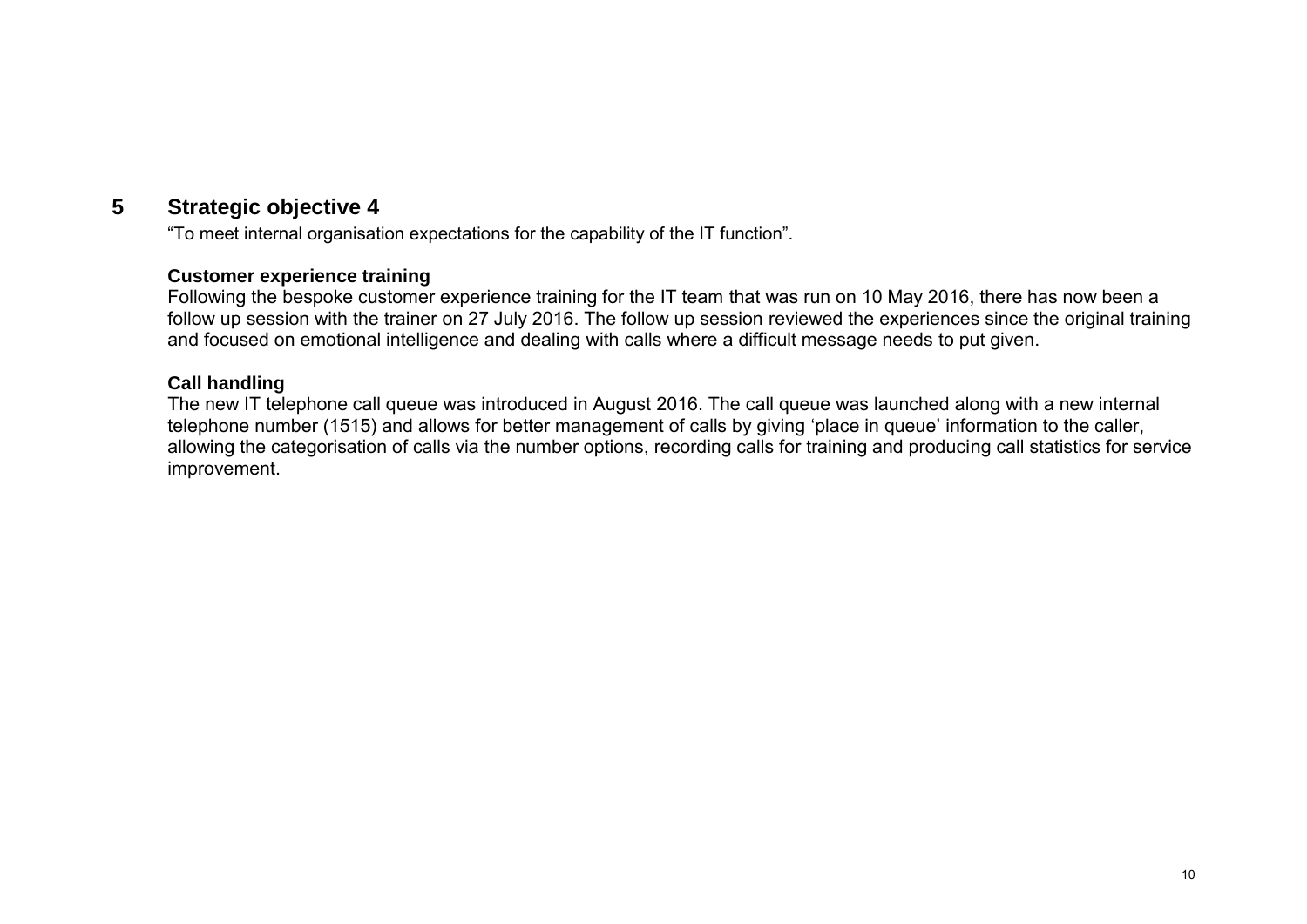## 5 Strategic objective 4

"To meet internal organisation expectations for the capability of the IT function".

### Customer experience training

Following the bespoke customer experience training for the IT team that was run on 10 May 2016, there has now been a follow up session with the trainer on 27 July 2016. The follow up session reviewed the experiences since the original training and focused on emotional intelligence and dealing with calls where a difficult message needs to put given.

### Call handling

The new IT telephone call queue was introduced in August 2016. The call queue was launched along with a new internal telephone number (1515) and allows for better management of calls by giving 'place in queue' information to the caller, allowing the categorisation of calls via the number options, recording calls for training and producing call statistics for service improvement.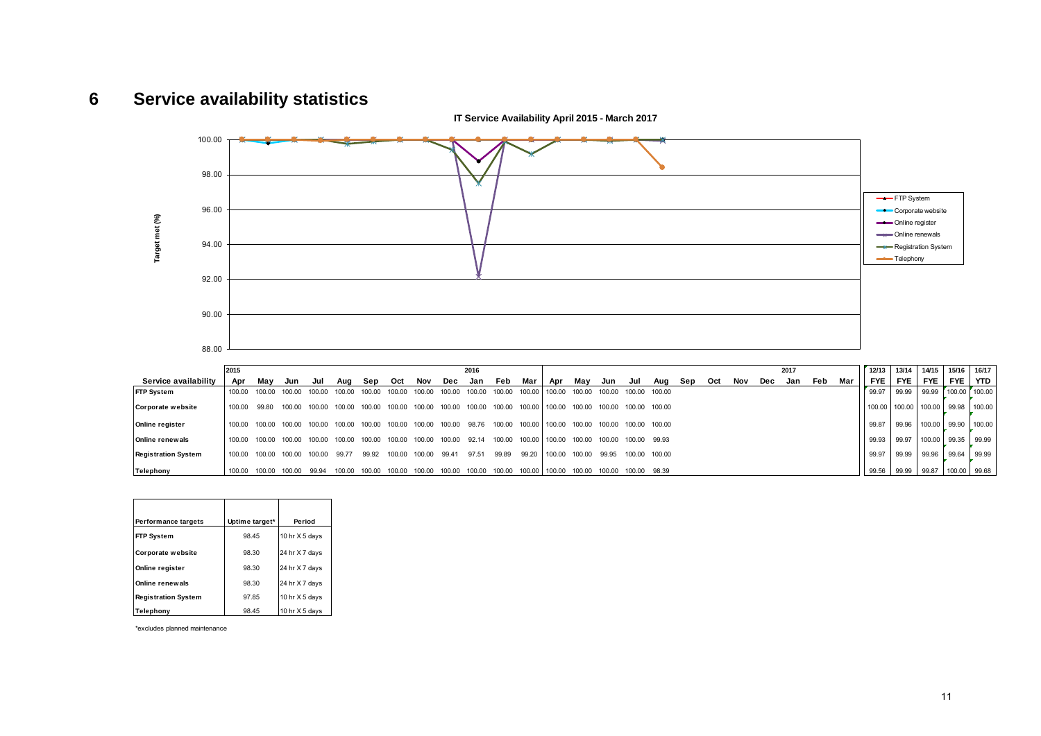# 6 Service availability statistics

IT Service Availability April 2015 - March 2017

Target met (%)

100.00
98.00
96.00
94.00
92.00
90.00
88.00

FTP System
Corporate website
Online register
Online renewals
Registration System
Telephony

| | 2015 | | | | | | | | | 2016 | | | | | | | | | | | | | 2017 | | | | 12/13 | 13/14 | 14/15 | 15/16 | 16/17 |
|---|---|---|---|---|---|---|---|---|---|---|---|---|---|---|---|---|---|---|---|---|---|---|---|---|---|---|---|---|---|---|---|
| **Service availability** | **Apr** | **May** | **Jun** | **Jul** | **Aug** | **Sep** | **Oct** | **Nov** | **Dec** | **Jan** | **Feb** | **Mar** | **Apr** | **May** | **Jun** | **Jul** | **Aug** | **Sep** | **Oct** | **Nov** | **Dec** | **Jan** | **Feb** | **Mar** | **FYE** | **FYE** | **FYE** | **FYE** | **YTD** |
| **FTP System** | 100.00 | 100.00 | 100.00 | 100.00 | 100.00 | 100.00 | 100.00 | 100.00 | 100.00 | 100.00 | 100.00 | 100.00 | 100.00 | 100.00 | 100.00 | 100.00 | 100.00 | | | | | | | | 99.97 | 99.99 | 99.99 | 100.00 | 100.00 |
| **Corporate website** | 100.00 | 99.80 | 100.00 | 100.00 | 100.00 | 100.00 | 100.00 | 100.00 | 100.00 | 100.00 | 100.00 | 100.00 | 100.00 | 100.00 | 100.00 | 100.00 | 100.00 | | | | | | | | 100.00 | 100.00 | 100.00 | 99.98 | 100.00 |
| **Online register** | 100.00 | 100.00 | 100.00 | 100.00 | 100.00 | 100.00 | 100.00 | 100.00 | 100.00 | 98.76 | 100.00 | 100.00 | 100.00 | 100.00 | 100.00 | 100.00 | 100.00 | | | | | | | | 99.87 | 99.96 | 100.00 | 99.90 | 100.00 |
| **Online renewals** | 100.00 | 100.00 | 100.00 | 100.00 | 100.00 | 100.00 | 100.00 | 100.00 | 100.00 | 92.14 | 100.00 | 100.00 | 100.00 | 100.00 | 100.00 | 100.00 | 99.93 | | | | | | | | 99.93 | 99.97 | 100.00 | 99.35 | 99.99 |
| **Registration System** | 100.00 | 100.00 | 100.00 | 100.00 | 99.77 | 99.92 | 100.00 | 100.00 | 99.41 | 97.51 | 99.89 | 99.20 | 100.00 | 100.00 | 99.95 | 100.00 | 100.00 | | | | | | | | 99.97 | 99.99 | 99.96 | 99.64 | 99.99 |
| **Telephony** | 100.00 | 100.00 | 100.00 | 99.94 | 100.00 | 100.00 | 100.00 | 100.00 | 100.00 | 100.00 | 100.00 | 100.00 | 100.00 | 100.00 | 100.00 | 100.00 | 98.39 | | | | | | | | 99.56 | 99.99 | 99.87 | 100.00 | 99.68 |

| Performance targets | Uptime target* | Period |
|---|---|---|
| **FTP System** | 98.45 | 10 hr X 5 days |
| **Corporate website** | 98.30 | 24 hr X 7 days |
| **Online register** | 98.30 | 24 hr X 7 days |
| **Online renewals** | 98.30 | 24 hr X 7 days |
| **Registration System** | 97.85 | 10 hr X 5 days |
| **Telephony** | 98.45 | 10 hr X 5 days |

*excludes planned maintenance